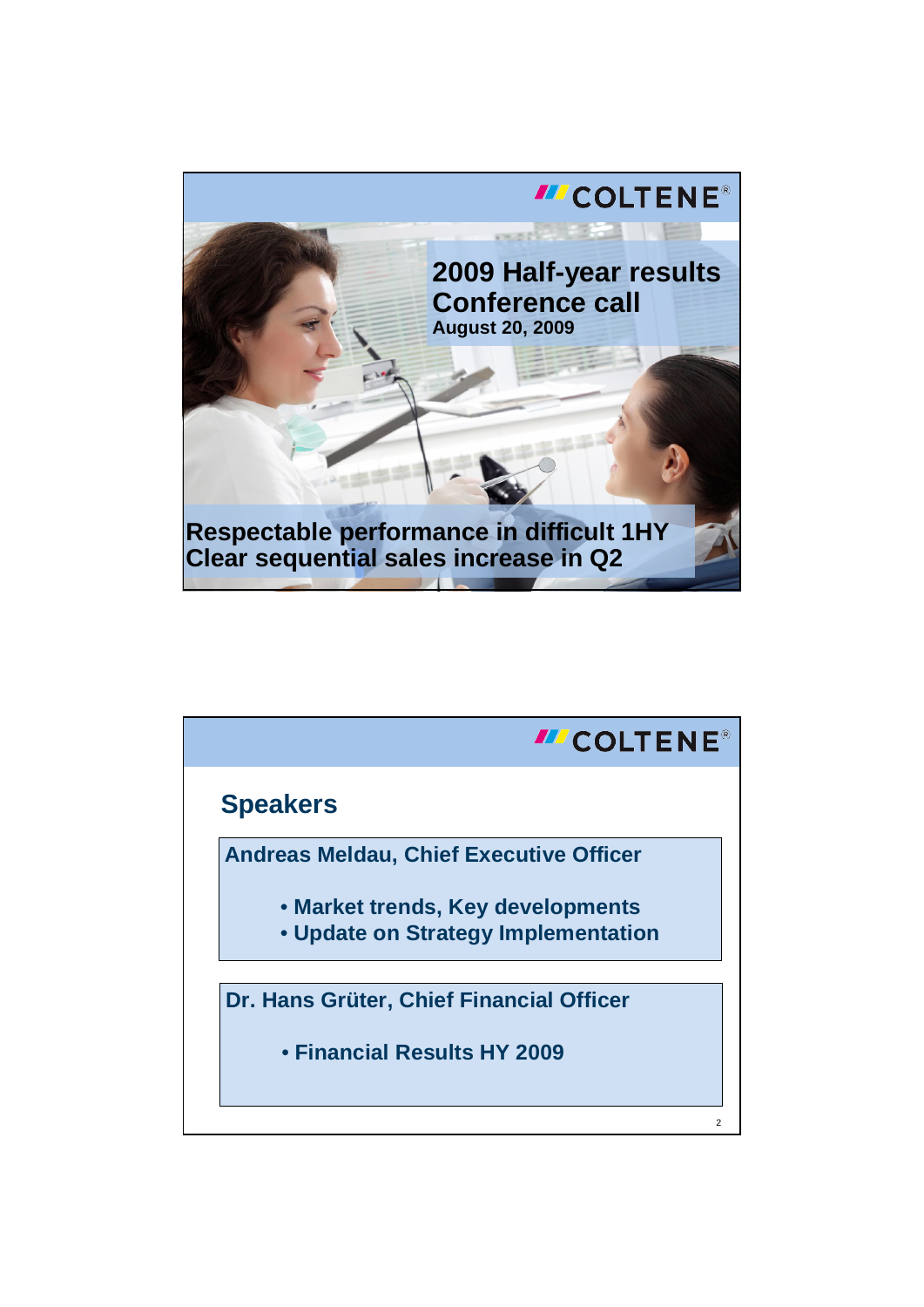COLTENE®

# 2009 Half-year results Conference call

**August 20, 2009**

**Respectable performance in difficult 1HY**
**Clear sequential sales increase in Q2**

COLTENE®

## Speakers

**Andreas Meldau, Chief Executive Officer**

- Market trends, Key developments
- Update on Strategy Implementation

**Dr. Hans Grüter, Chief Financial Officer**

- Financial Results HY 2009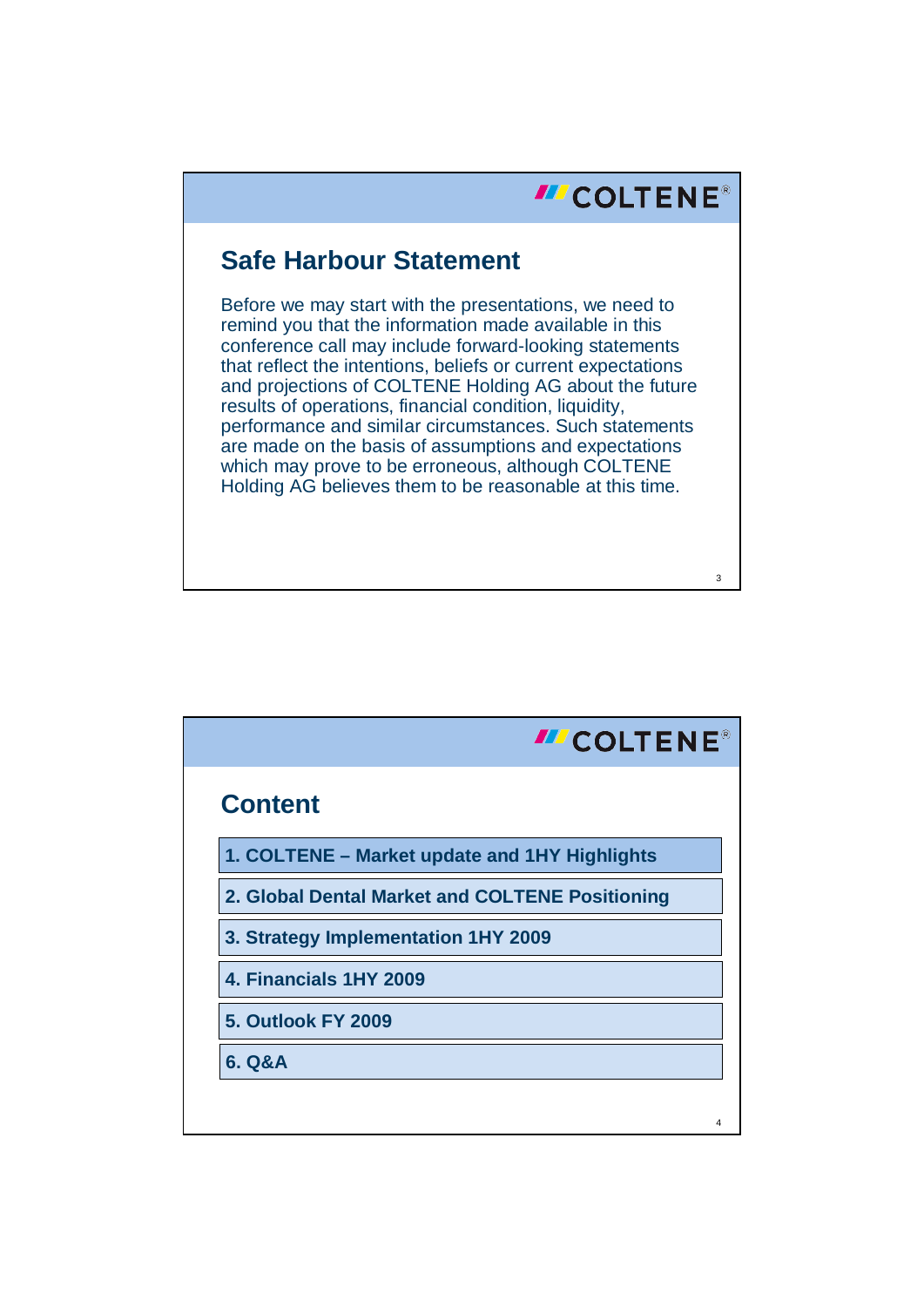## Safe Harbour Statement

Before we may start with the presentations, we need to remind you that the information made available in this conference call may include forward-looking statements that reflect the intentions, beliefs or current expectations and projections of COLTENE Holding AG about the future results of operations, financial condition, liquidity, performance and similar circumstances. Such statements are made on the basis of assumptions and expectations which may prove to be erroneous, although COLTENE Holding AG believes them to be reasonable at this time.

## Content

1. **COLTENE – Market update and 1HY Highlights**
2. **Global Dental Market and COLTENE Positioning**
3. **Strategy Implementation 1HY 2009**
4. **Financials 1HY 2009**
5. **Outlook FY 2009**
6. **Q&A**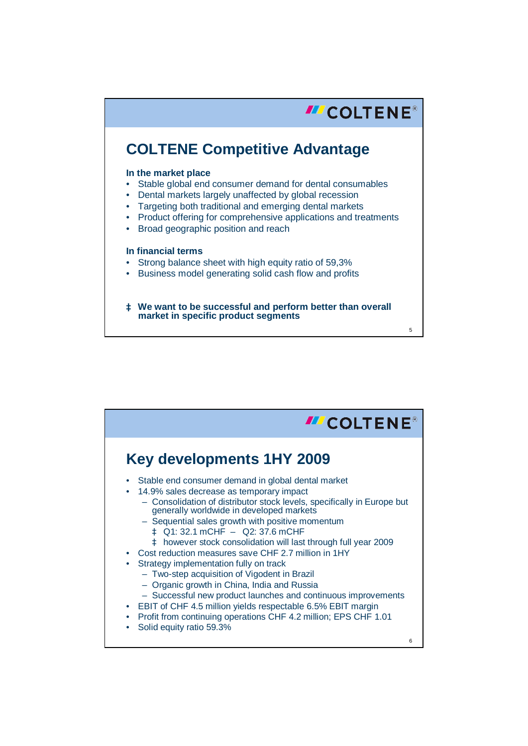## COLTENE Competitive Advantage

**In the market place**

- Stable global end consumer demand for dental consumables
- Dental markets largely unaffected by global recession
- Targeting both traditional and emerging dental markets
- Product offering for comprehensive applications and treatments
- Broad geographic position and reach

**In financial terms**

- Strong balance sheet with high equity ratio of 59,3%
- Business model generating solid cash flow and profits

‡ **We want to be successful and perform better than overall market in specific product segments**

## Key developments 1HY 2009

- Stable end consumer demand in global dental market
- 14.9% sales decrease as temporary impact
  - Consolidation of distributor stock levels, specifically in Europe but generally worldwide in developed markets
  - Sequential sales growth with positive momentum
    - ‡ Q1: 32.1 mCHF – Q2: 37.6 mCHF
    - ‡ however stock consolidation will last through full year 2009
- Cost reduction measures save CHF 2.7 million in 1HY
- Strategy implementation fully on track
  - Two-step acquisition of Vigodent in Brazil
  - Organic growth in China, India and Russia
  - Successful new product launches and continuous improvements
- EBIT of CHF 4.5 million yields respectable 6.5% EBIT margin
- Profit from continuing operations CHF 4.2 million; EPS CHF 1.01
- Solid equity ratio 59.3%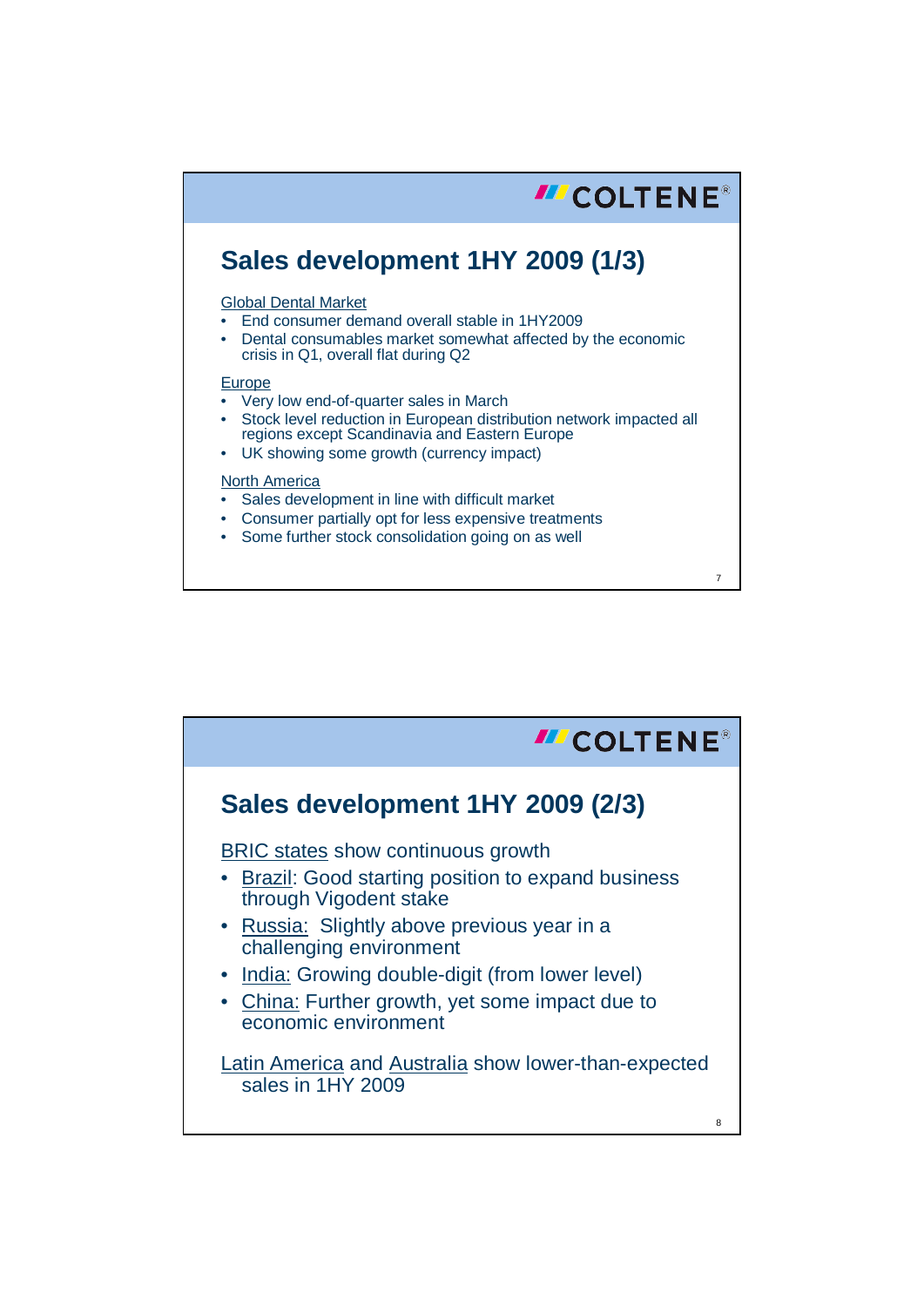## Sales development 1HY 2009 (1/3)

Global Dental Market

- End consumer demand overall stable in 1HY2009
- Dental consumables market somewhat affected by the economic crisis in Q1, overall flat during Q2

Europe

- Very low end-of-quarter sales in March
- Stock level reduction in European distribution network impacted all regions except Scandinavia and Eastern Europe
- UK showing some growth (currency impact)

North America

- Sales development in line with difficult market
- Consumer partially opt for less expensive treatments
- Some further stock consolidation going on as well

## Sales development 1HY 2009 (2/3)

BRIC states show continuous growth

- Brazil: Good starting position to expand business through Vigodent stake
- Russia: Slightly above previous year in a challenging environment
- India: Growing double-digit (from lower level)
- China: Further growth, yet some impact due to economic environment

Latin America and Australia show lower-than-expected sales in 1HY 2009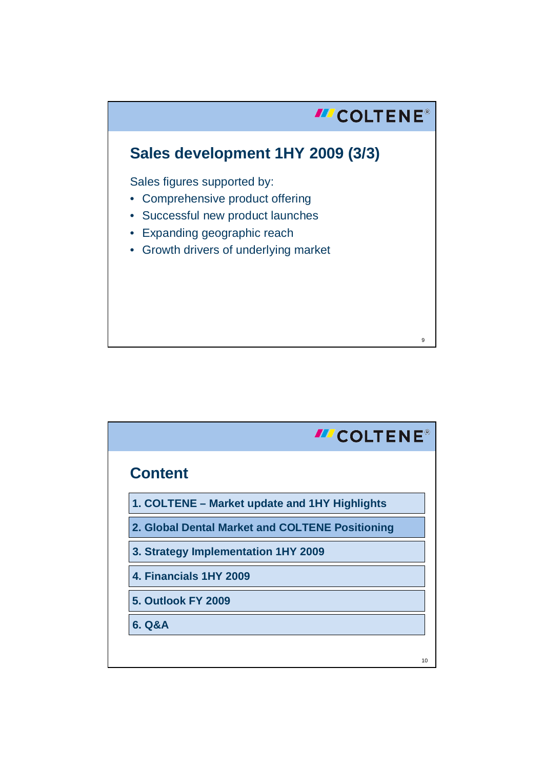## Sales development 1HY 2009 (3/3)

Sales figures supported by:

- Comprehensive product offering
- Successful new product launches
- Expanding geographic reach
- Growth drivers of underlying market

## Content

1. COLTENE – Market update and 1HY Highlights
2. Global Dental Market and COLTENE Positioning
3. Strategy Implementation 1HY 2009
4. Financials 1HY 2009
5. Outlook FY 2009
6. Q&A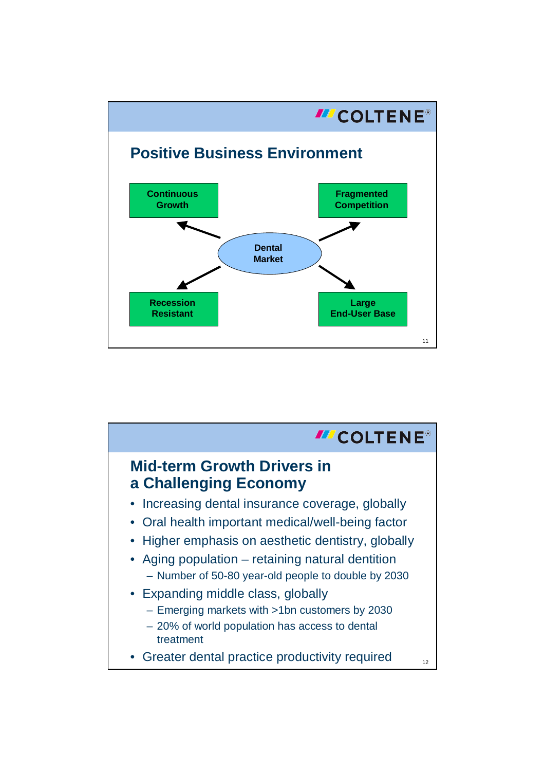COLTENE®

## Positive Business Environment

**Dental Market**

- **Continuous Growth**
- **Fragmented Competition**
- **Recession Resistant**
- **Large End-User Base**

COLTENE®

## Mid-term Growth Drivers in a Challenging Economy

- Increasing dental insurance coverage, globally
- Oral health important medical/well-being factor
- Higher emphasis on aesthetic dentistry, globally
- Aging population – retaining natural dentition
  - Number of 50-80 year-old people to double by 2030
- Expanding middle class, globally
  - Emerging markets with >1bn customers by 2030
  - 20% of world population has access to dental treatment
- Greater dental practice productivity required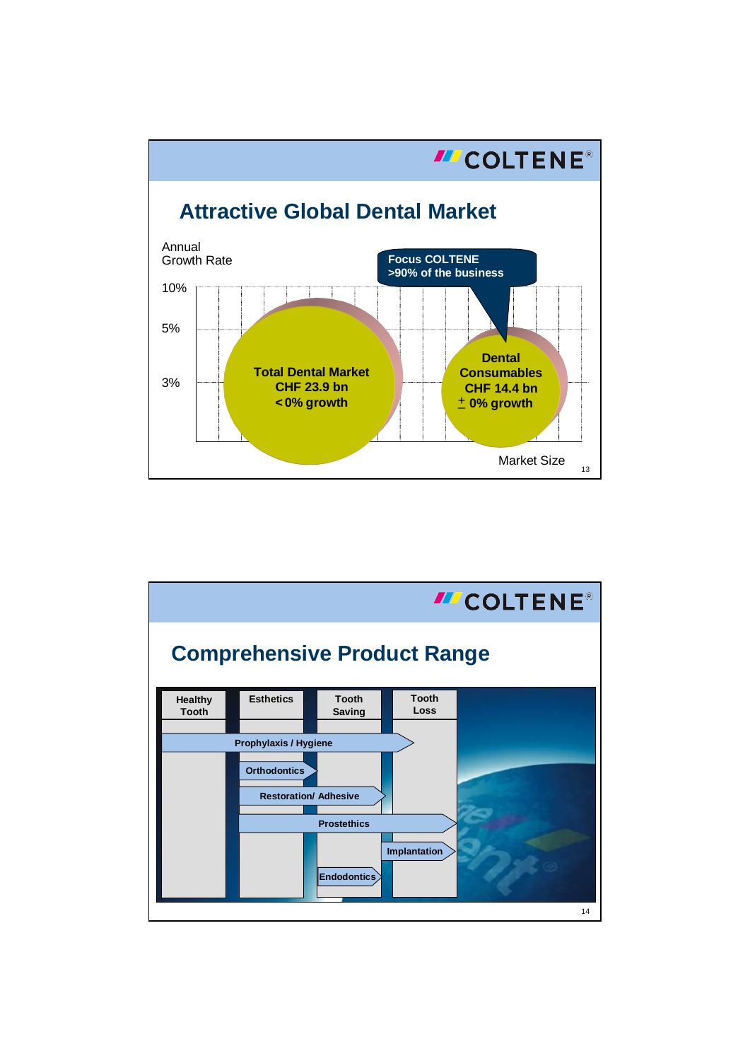## Attractive Global Dental Market

Annual Growth Rate

10%

5%

3%

Focus COLTENE
>90% of the business

**Total Dental Market**
**CHF 23.9 bn**
**< 0% growth**

**Dental Consumables**
**CHF 14.4 bn**
**± 0% growth**

Market Size

## Comprehensive Product Range

| Healthy Tooth | Esthetics | Tooth Saving | Tooth Loss |
|---|---|---|---|

- Prophylaxis / Hygiene
- Orthodontics
- Restoration/ Adhesive
- Prostethics
- Implantation
- Endodontics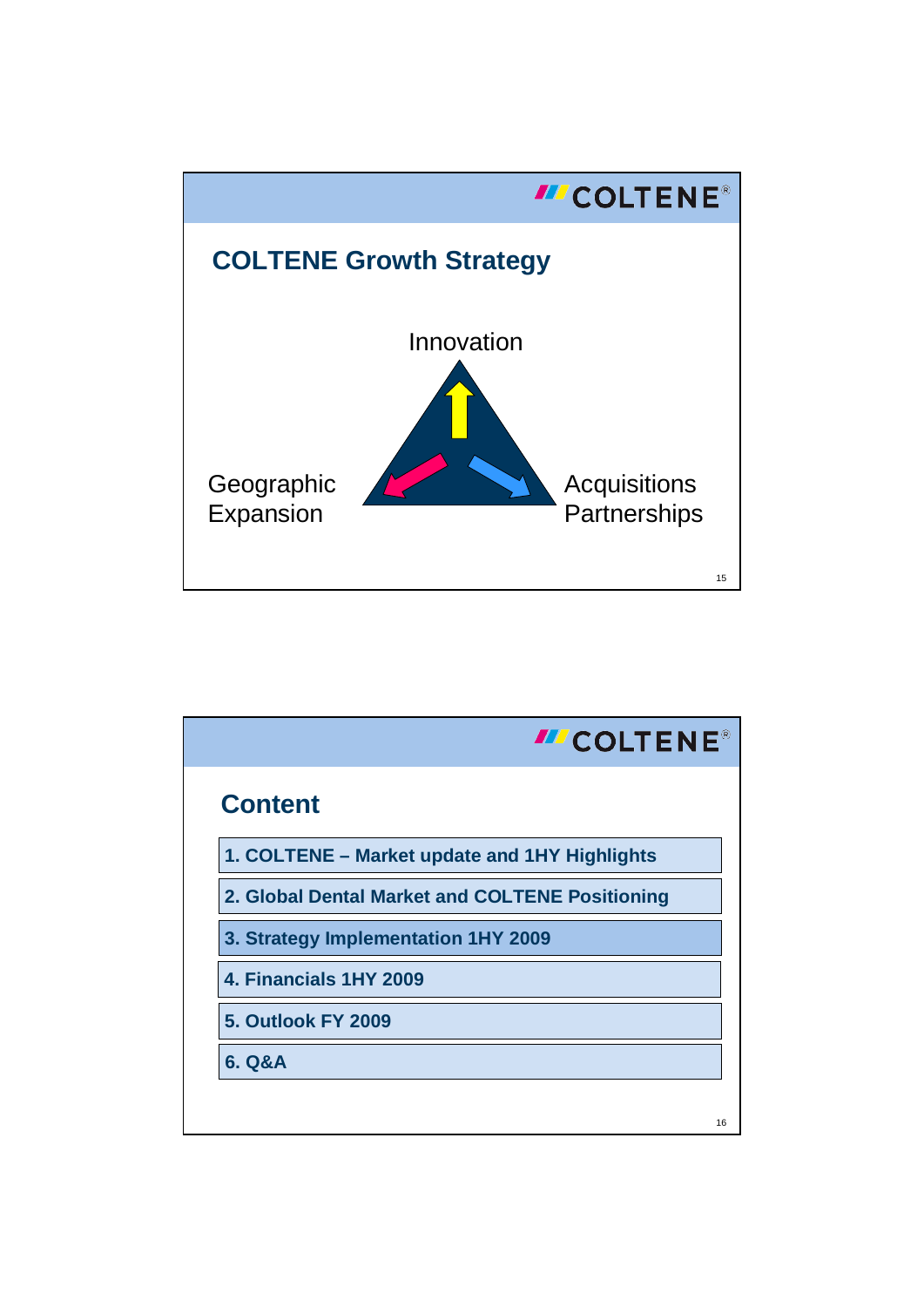## COLTENE Growth Strategy

Innovation

Geographic Expansion

Acquisitions Partnerships

## Content

1. COLTENE – Market update and 1HY Highlights
2. Global Dental Market and COLTENE Positioning
3. Strategy Implementation 1HY 2009
4. Financials 1HY 2009
5. Outlook FY 2009
6. Q&A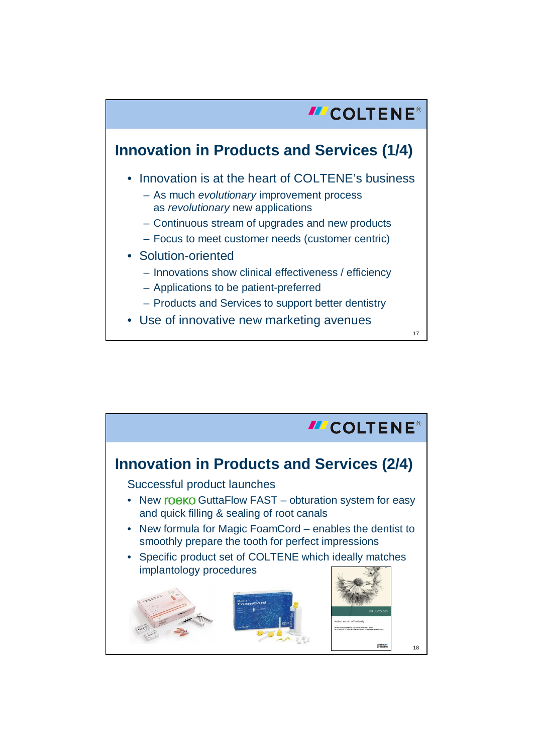## Innovation in Products and Services (1/4)

- Innovation is at the heart of COLTENE's business
  - As much *evolutionary* improvement process as *revolutionary* new applications
  - Continuous stream of upgrades and new products
  - Focus to meet customer needs (customer centric)
- Solution-oriented
  - Innovations show clinical effectiveness / efficiency
  - Applications to be patient-preferred
  - Products and Services to support better dentistry
- Use of innovative new marketing avenues

## Innovation in Products and Services (2/4)

Successful product launches

- New roeko GuttaFlow FAST – obturation system for easy and quick filling & sealing of root canals
- New formula for Magic FoamCord – enables the dentist to smoothly prepare the tooth for perfect impressions
- Specific product set of COLTENE which ideally matches implantology procedures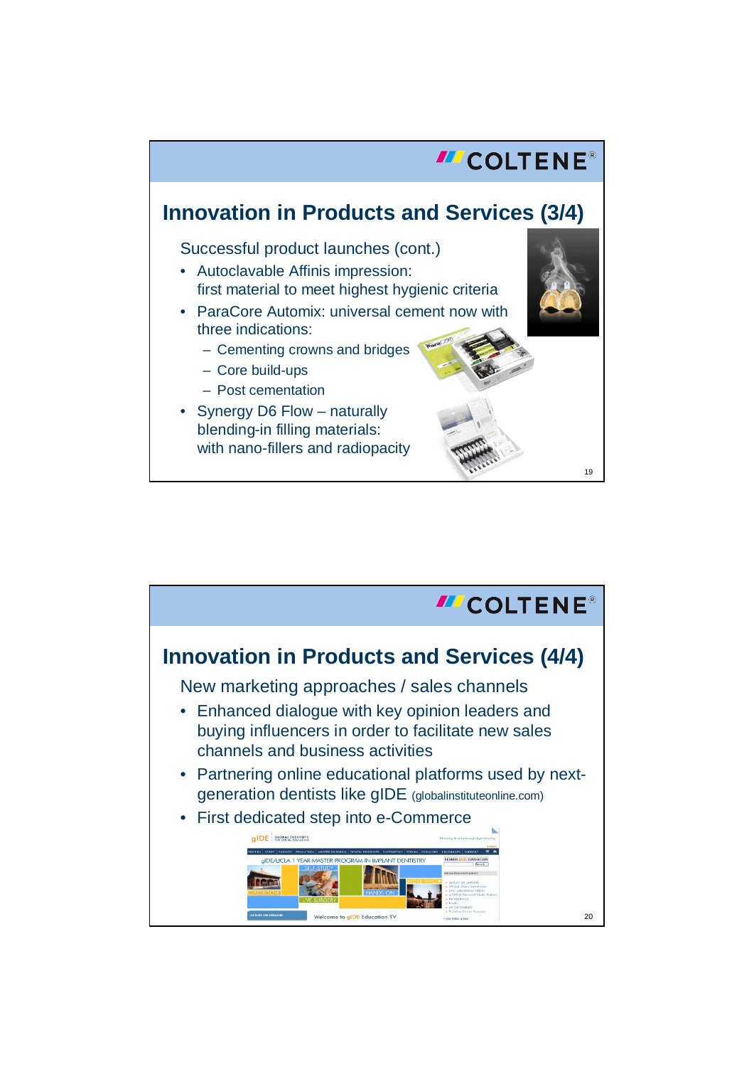COLTENE®

## Innovation in Products and Services (3/4)

Successful product launches (cont.)

- Autoclavable Affinis impression: first material to meet highest hygienic criteria
- ParaCore Automix: universal cement now with three indications:
  - Cementing crowns and bridges
  - Core build-ups
  - Post cementation
- Synergy D6 Flow – naturally blending-in filling materials: with nano-fillers and radiopacity

COLTENE®

## Innovation in Products and Services (4/4)

New marketing approaches / sales channels

- Enhanced dialogue with key opinion leaders and buying influencers in order to facilitate new sales channels and business activities
- Partnering online educational platforms used by next-generation dentists like gIDE (globalinstituteonline.com)
- First dedicated step into e-Commerce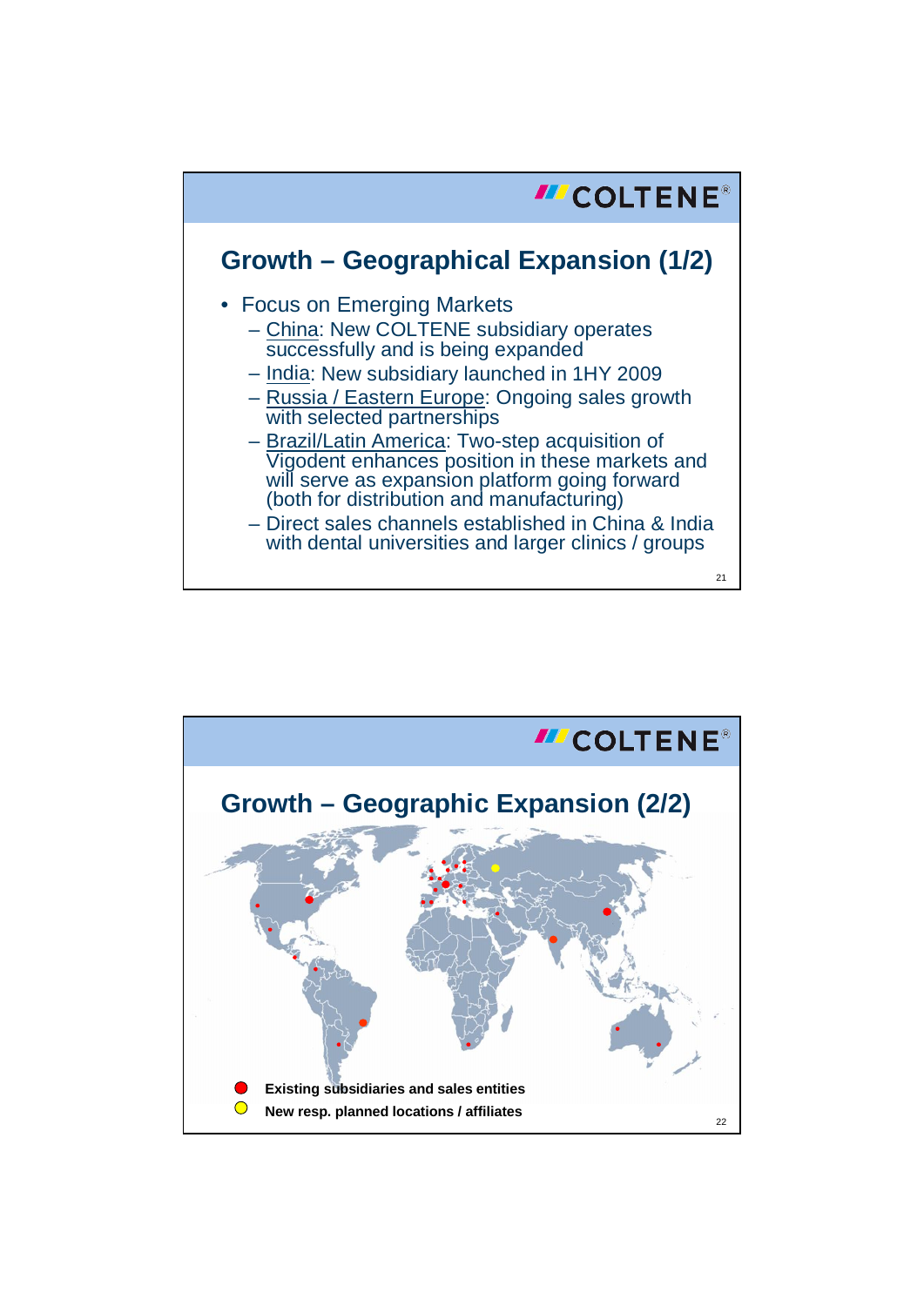## Growth – Geographical Expansion (1/2)

- Focus on Emerging Markets
  - China: New COLTENE subsidiary operates successfully and is being expanded
  - India: New subsidiary launched in 1HY 2009
  - Russia / Eastern Europe: Ongoing sales growth with selected partnerships
  - Brazil/Latin America: Two-step acquisition of Vigodent enhances position in these markets and will serve as expansion platform going forward (both for distribution and manufacturing)
  - Direct sales channels established in China & India with dental universities and larger clinics / groups

## Growth – Geographic Expansion (2/2)

- Existing subsidiaries and sales entities
- New resp. planned locations / affiliates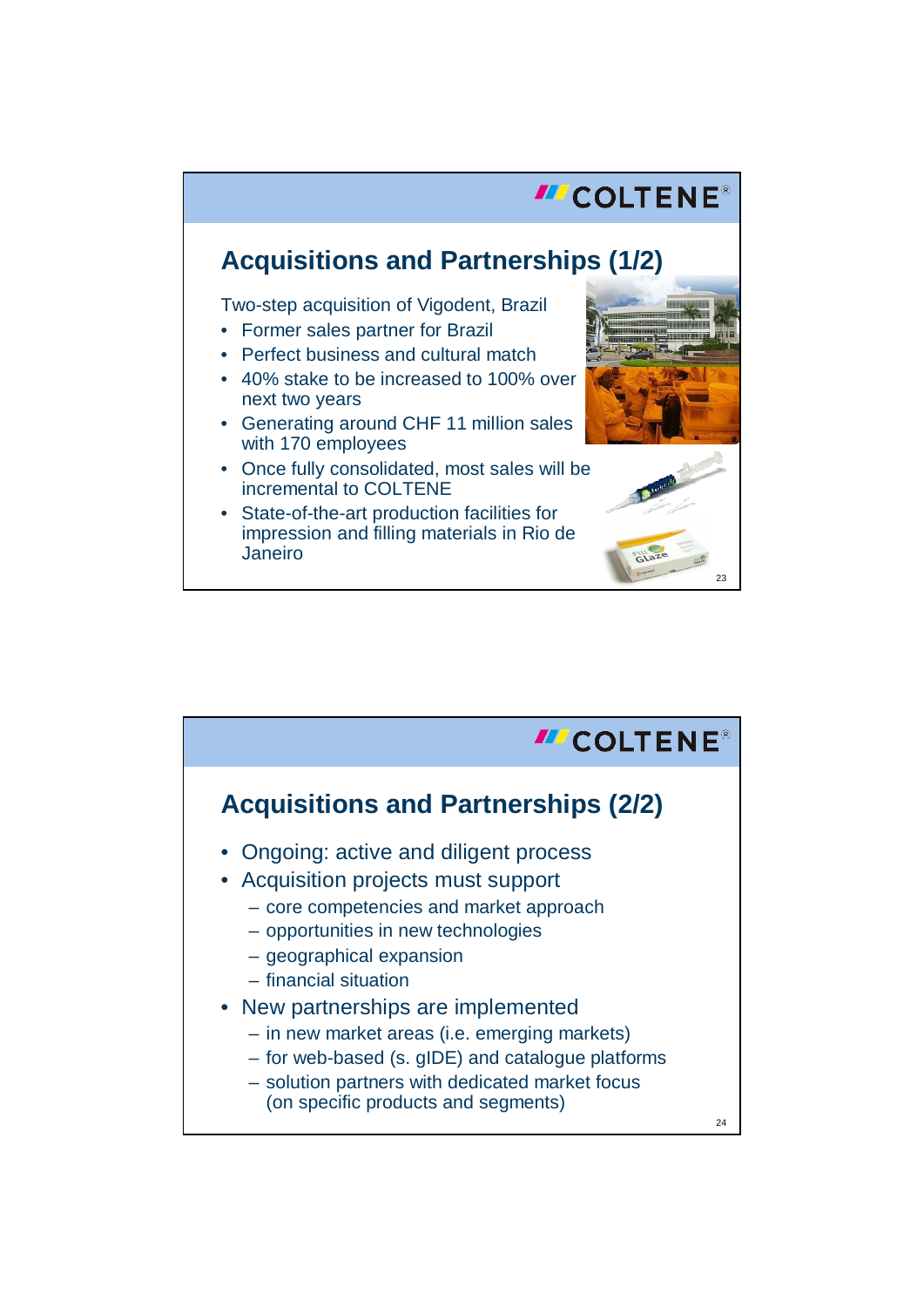## Acquisitions and Partnerships (1/2)

Two-step acquisition of Vigodent, Brazil

- Former sales partner for Brazil
- Perfect business and cultural match
- 40% stake to be increased to 100% over next two years
- Generating around CHF 11 million sales with 170 employees
- Once fully consolidated, most sales will be incremental to COLTENE
- State-of-the-art production facilities for impression and filling materials in Rio de Janeiro

## Acquisitions and Partnerships (2/2)

- Ongoing: active and diligent process
- Acquisition projects must support
  - core competencies and market approach
  - opportunities in new technologies
  - geographical expansion
  - financial situation
- New partnerships are implemented
  - in new market areas (i.e. emerging markets)
  - for web-based (s. gIDE) and catalogue platforms
  - solution partners with dedicated market focus (on specific products and segments)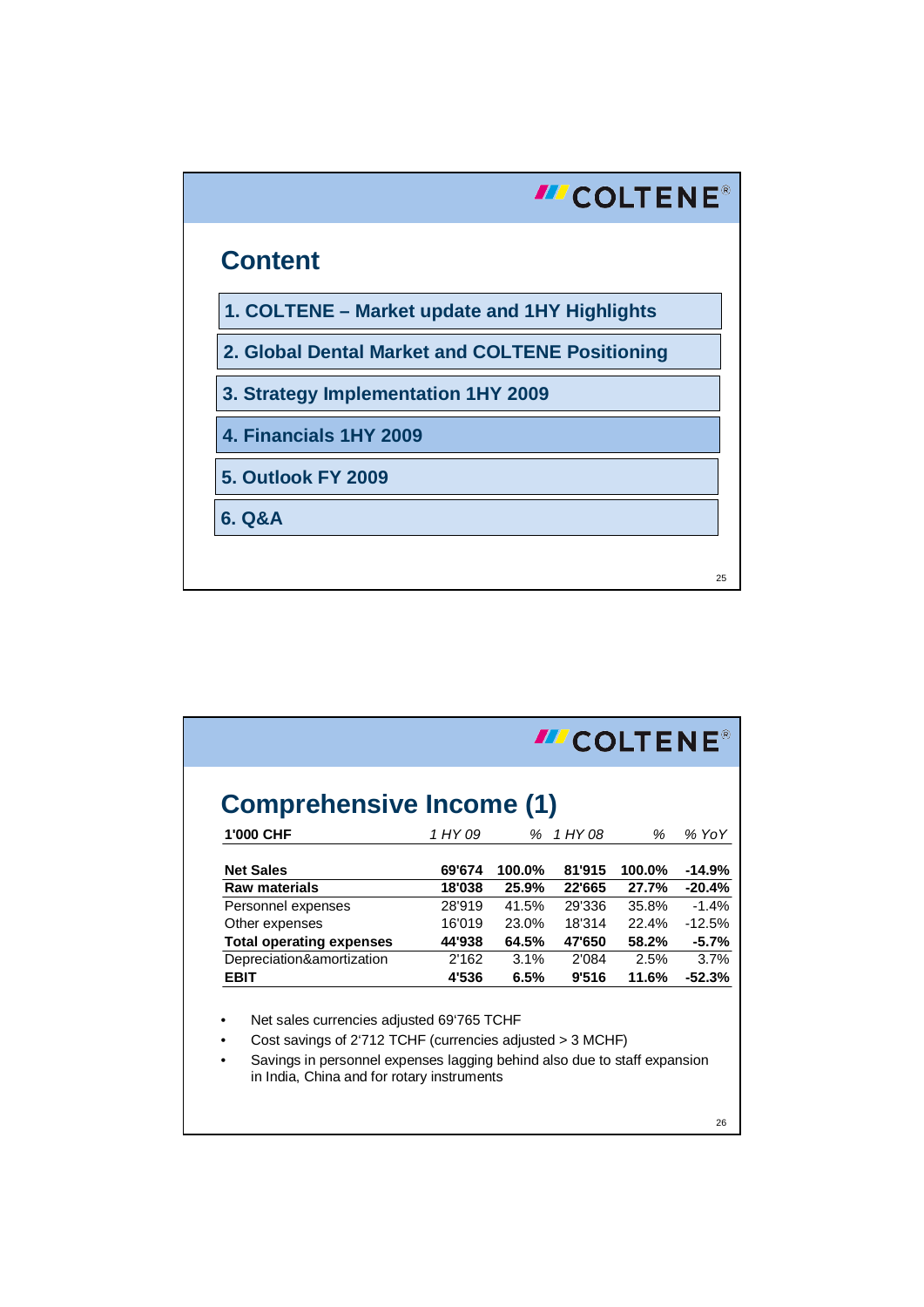## Content

1. COLTENE – Market update and 1HY Highlights
2. Global Dental Market and COLTENE Positioning
3. Strategy Implementation 1HY 2009
4. Financials 1HY 2009
5. Outlook FY 2009
6. Q&A

## Comprehensive Income (1)

| 1'000 CHF | *1 HY 09* | *%* | *1 HY 08* | *%* | *% YoY* |
|---|---|---|---|---|---|
| **Net Sales** | **69'674** | **100.0%** | **81'915** | **100.0%** | **-14.9%** |
| **Raw materials** | **18'038** | **25.9%** | **22'665** | **27.7%** | **-20.4%** |
| Personnel expenses | 28'919 | 41.5% | 29'336 | 35.8% | -1.4% |
| Other expenses | 16'019 | 23.0% | 18'314 | 22.4% | -12.5% |
| **Total operating expenses** | **44'938** | **64.5%** | **47'650** | **58.2%** | **-5.7%** |
| Depreciation&amortization | 2'162 | 3.1% | 2'084 | 2.5% | 3.7% |
| **EBIT** | **4'536** | **6.5%** | **9'516** | **11.6%** | **-52.3%** |

- Net sales currencies adjusted 69'765 TCHF
- Cost savings of 2'712 TCHF (currencies adjusted > 3 MCHF)
- Savings in personnel expenses lagging behind also due to staff expansion in India, China and for rotary instruments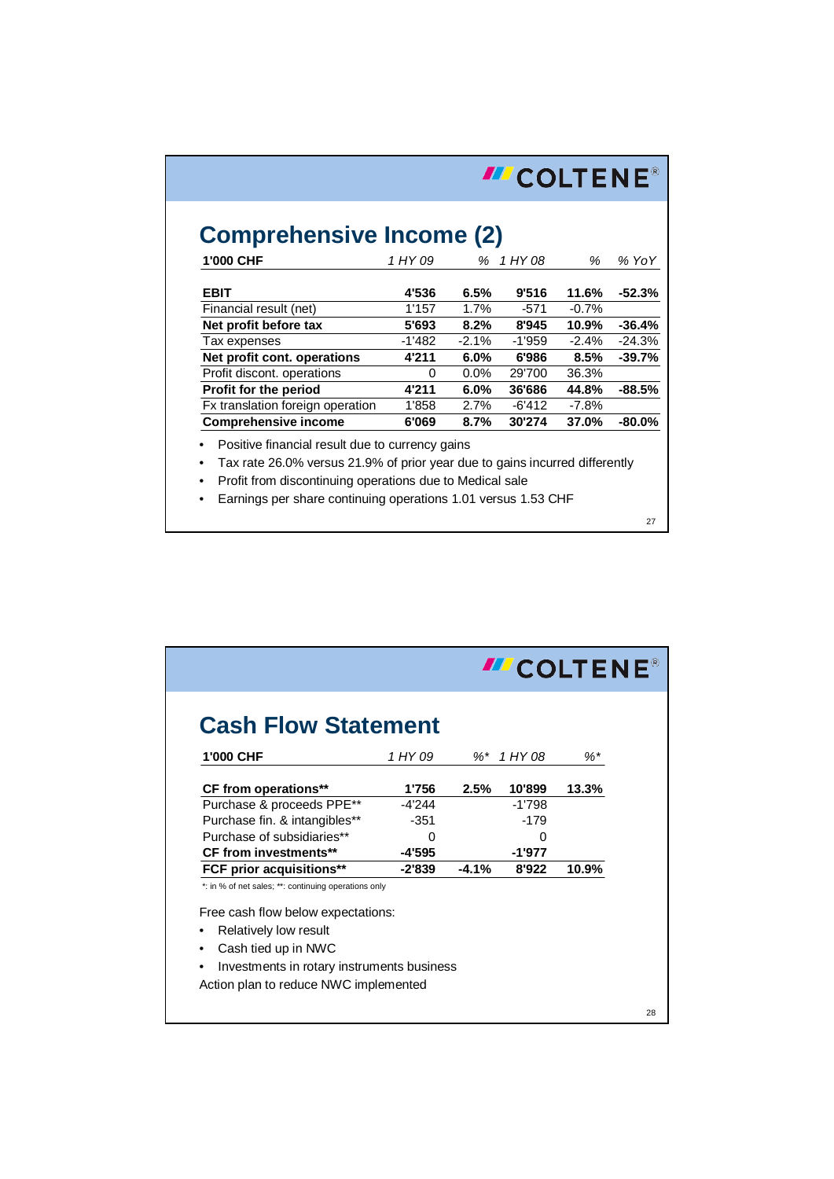COLTENE®

## Comprehensive Income (2)

| 1'000 CHF | 1 HY 09 | % | 1 HY 08 | % | % YoY |
|---|---|---|---|---|---|
| **EBIT** | **4'536** | **6.5%** | **9'516** | **11.6%** | **-52.3%** |
| Financial result (net) | 1'157 | 1.7% | -571 | -0.7% | |
| **Net profit before tax** | **5'693** | **8.2%** | **8'945** | **10.9%** | **-36.4%** |
| Tax expenses | -1'482 | -2.1% | -1'959 | -2.4% | -24.3% |
| **Net profit cont. operations** | **4'211** | **6.0%** | **6'986** | **8.5%** | **-39.7%** |
| Profit discont. operations | 0 | 0.0% | 29'700 | 36.3% | |
| **Profit for the period** | **4'211** | **6.0%** | **36'686** | **44.8%** | **-88.5%** |
| Fx translation foreign operation | 1'858 | 2.7% | -6'412 | -7.8% | |
| **Comprehensive income** | **6'069** | **8.7%** | **30'274** | **37.0%** | **-80.0%** |

- Positive financial result due to currency gains
- Tax rate 26.0% versus 21.9% of prior year due to gains incurred differently
- Profit from discontinuing operations due to Medical sale
- Earnings per share continuing operations 1.01 versus 1.53 CHF

COLTENE®

## Cash Flow Statement

| 1'000 CHF | 1 HY 09 | %* | 1 HY 08 | %* |
|---|---|---|---|---|
| **CF from operations\*\*** | **1'756** | **2.5%** | **10'899** | **13.3%** |
| Purchase & proceeds PPE** | -4'244 | | -1'798 | |
| Purchase fin. & intangibles** | -351 | | -179 | |
| Purchase of subsidiaries** | 0 | | 0 | |
| **CF from investments\*\*** | **-4'595** | | **-1'977** | |
| **FCF prior acquisitions\*\*** | **-2'839** | **-4.1%** | **8'922** | **10.9%** |

*: in % of net sales; **: continuing operations only

Free cash flow below expectations:

- Relatively low result
- Cash tied up in NWC
- Investments in rotary instruments business

Action plan to reduce NWC implemented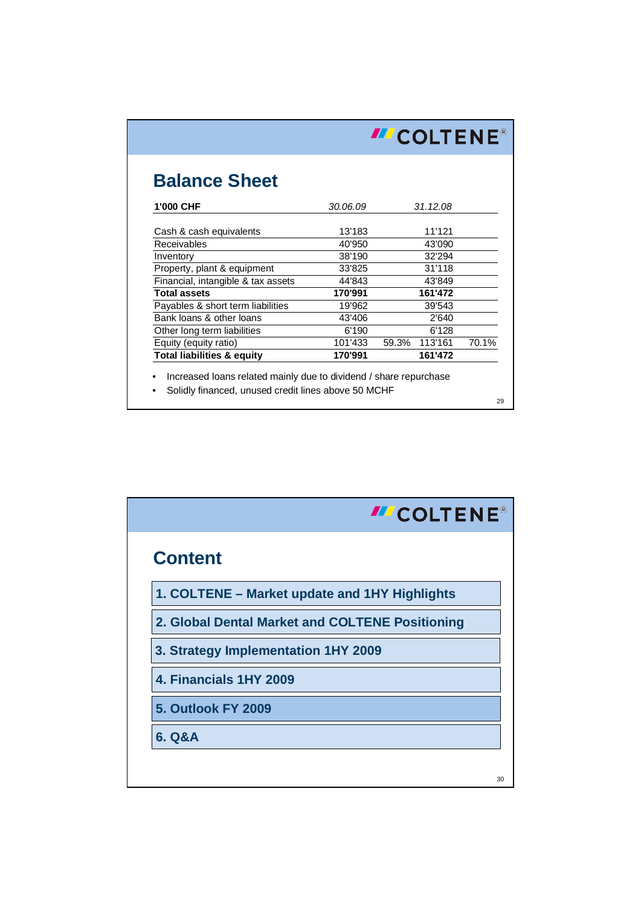## Balance Sheet

| 1'000 CHF | 30.06.09 | | 31.12.08 | |
|---|---|---|---|---|
| Cash & cash equivalents | 13'183 | | 11'121 | |
| Receivables | 40'950 | | 43'090 | |
| Inventory | 38'190 | | 32'294 | |
| Property, plant & equipment | 33'825 | | 31'118 | |
| Financial, intangible & tax assets | 44'843 | | 43'849 | |
| **Total assets** | **170'991** | | **161'472** | |
| Payables & short term liabilities | 19'962 | | 39'543 | |
| Bank loans & other loans | 43'406 | | 2'640 | |
| Other long term liabilities | 6'190 | | 6'128 | |
| Equity (equity ratio) | 101'433 | 59.3% | 113'161 | 70.1% |
| **Total liabilities & equity** | **170'991** | | **161'472** | |

- Increased loans related mainly due to dividend / share repurchase
- Solidly financed, unused credit lines above 50 MCHF

## Content

1. COLTENE – Market update and 1HY Highlights
2. Global Dental Market and COLTENE Positioning
3. Strategy Implementation 1HY 2009
4. Financials 1HY 2009
5. Outlook FY 2009
6. Q&A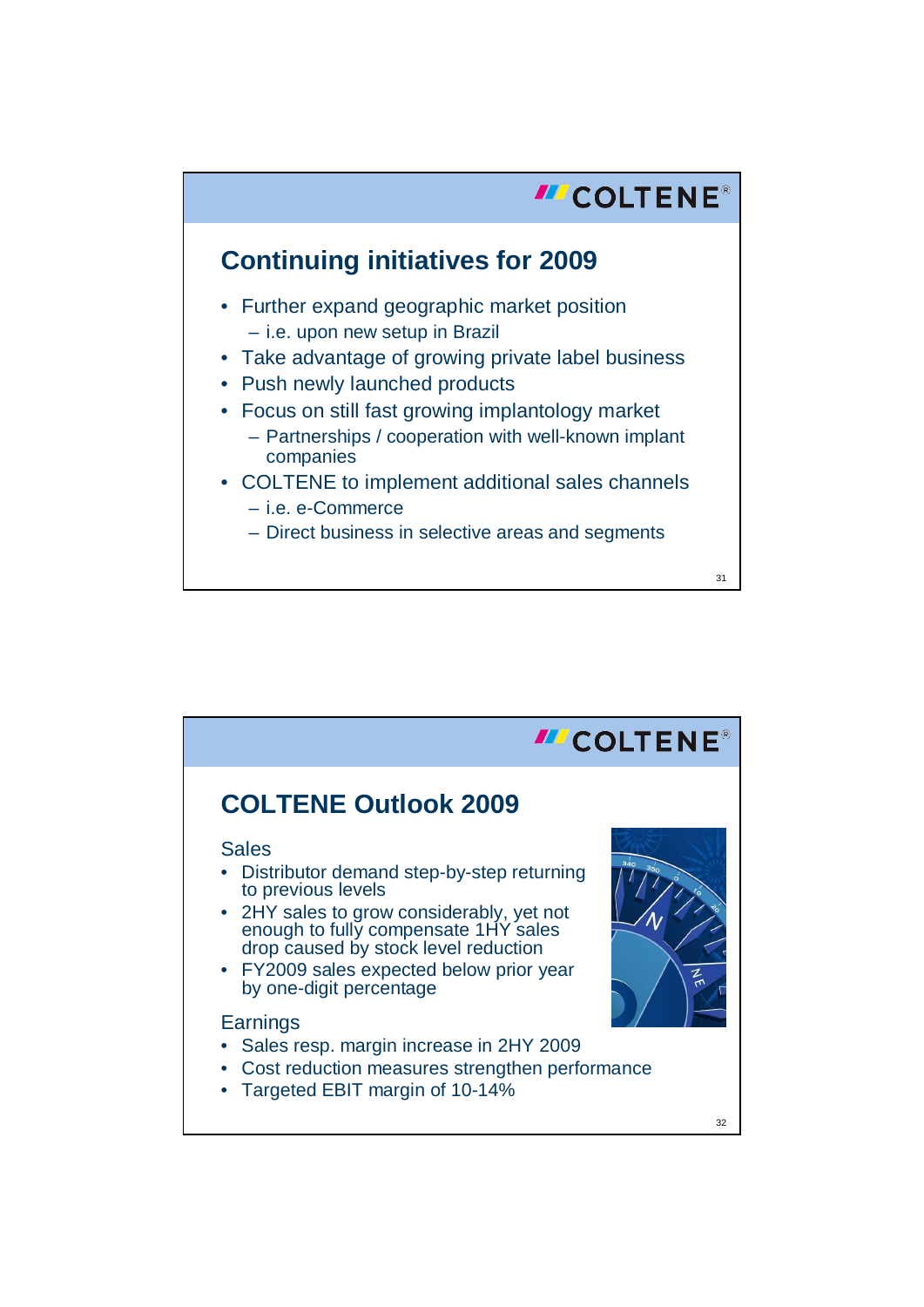## Continuing initiatives for 2009

- Further expand geographic market position
  - i.e. upon new setup in Brazil
- Take advantage of growing private label business
- Push newly launched products
- Focus on still fast growing implantology market
  - Partnerships / cooperation with well-known implant companies
- COLTENE to implement additional sales channels
  - i.e. e-Commerce
  - Direct business in selective areas and segments

## COLTENE Outlook 2009

Sales

- Distributor demand step-by-step returning to previous levels
- 2HY sales to grow considerably, yet not enough to fully compensate 1HY sales drop caused by stock level reduction
- FY2009 sales expected below prior year by one-digit percentage

Earnings

- Sales resp. margin increase in 2HY 2009
- Cost reduction measures strengthen performance
- Targeted EBIT margin of 10-14%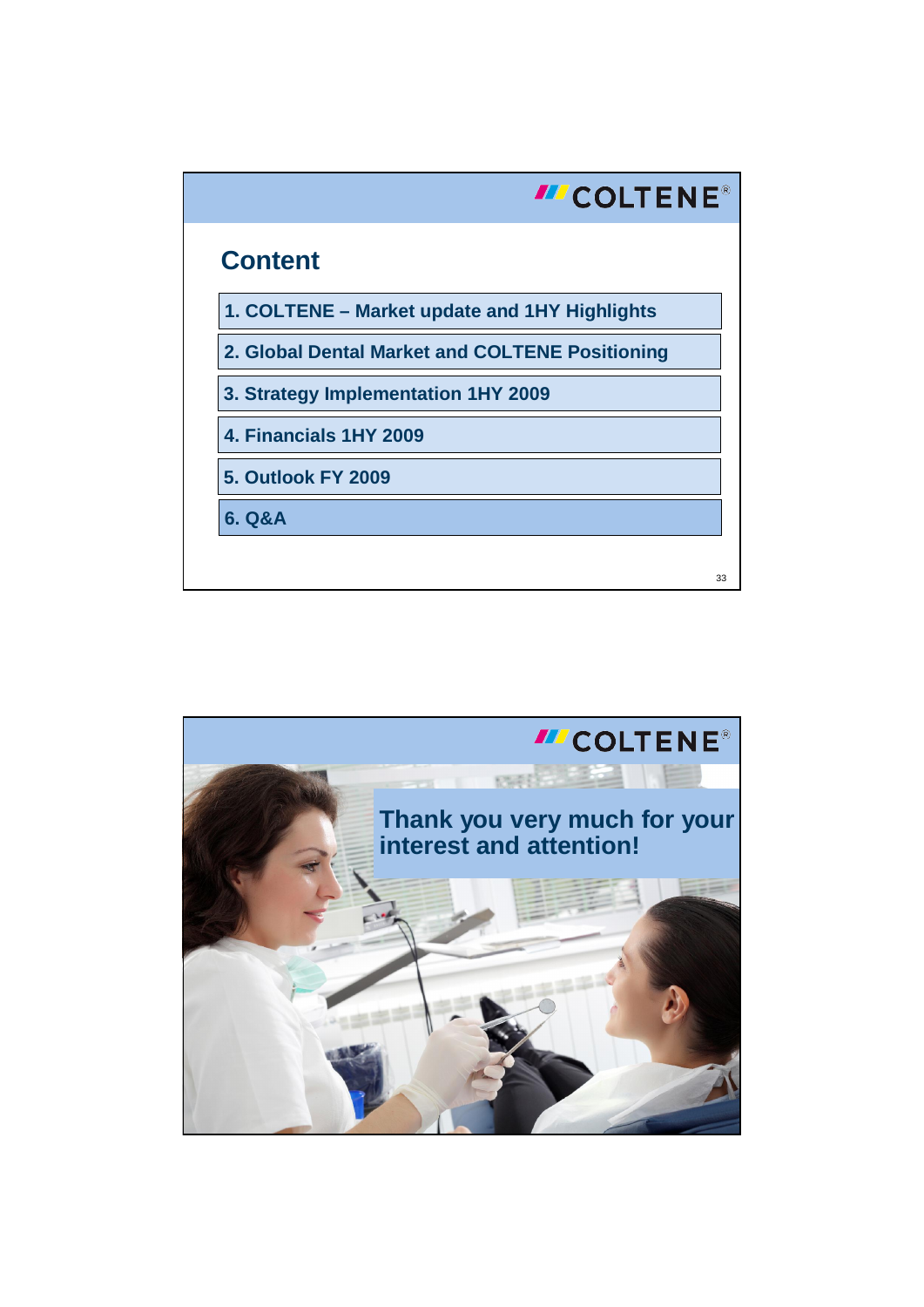## Content

1. COLTENE – Market update and 1HY Highlights
2. Global Dental Market and COLTENE Positioning
3. Strategy Implementation 1HY 2009
4. Financials 1HY 2009
5. Outlook FY 2009
6. Q&A

Thank you very much for your interest and attention!